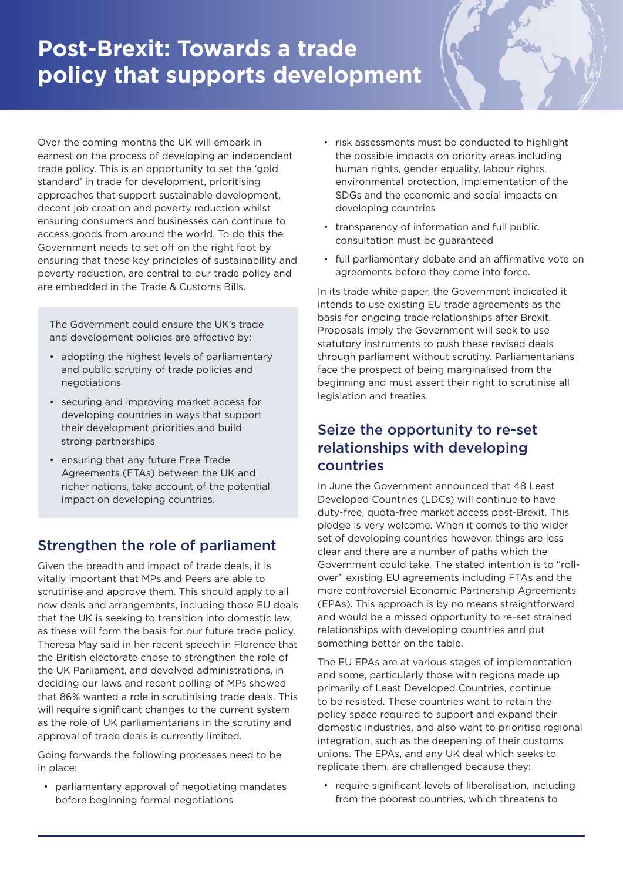# Post-Brexit: Towards a trade policy that supports development

Over the coming months the UK will embark in earnest on the process of developing an independent trade policy. This is an opportunity to set the 'gold standard' in trade for development, prioritising approaches that support sustainable development, decent job creation and poverty reduction whilst ensuring consumers and businesses can continue to access goods from around the world. To do this the Government needs to set off on the right foot by ensuring that these key principles of sustainability and poverty reduction, are central to our trade policy and are embedded in the Trade & Customs Bills.

The Government could ensure the UK's trade and development policies are effective by:

- adopting the highest levels of parliamentary and public scrutiny of trade policies and negotiations
- securing and improving market access for developing countries in ways that support their development priorities and build strong partnerships
- ensuring that any future Free Trade Agreements (FTAs) between the UK and richer nations, take account of the potential impact on developing countries.

## Strengthen the role of parliament

Given the breadth and impact of trade deals, it is vitally important that MPs and Peers are able to scrutinise and approve them. This should apply to all new deals and arrangements, including those EU deals that the UK is seeking to transition into domestic law, as these will form the basis for our future trade policy. Theresa May said in her recent speech in Florence that the British electorate chose to strengthen the role of the UK Parliament, and devolved administrations, in deciding our laws and recent polling of MPs showed that 86% wanted a role in scrutinising trade deals. This will require significant changes to the current system as the role of UK parliamentarians in the scrutiny and approval of trade deals is currently limited.

Going forwards the following processes need to be in place:

- parliamentary approval of negotiating mandates before beginning formal negotiations
- risk assessments must be conducted to highlight the possible impacts on priority areas including human rights, gender equality, labour rights, environmental protection, implementation of the SDGs and the economic and social impacts on developing countries
- transparency of information and full public consultation must be guaranteed
- full parliamentary debate and an affirmative vote on agreements before they come into force.

In its trade white paper, the Government indicated it intends to use existing EU trade agreements as the basis for ongoing trade relationships after Brexit. Proposals imply the Government will seek to use statutory instruments to push these revised deals through parliament without scrutiny. Parliamentarians face the prospect of being marginalised from the beginning and must assert their right to scrutinise all legislation and treaties.

## Seize the opportunity to re-set relationships with developing countries

In June the Government announced that 48 Least Developed Countries (LDCs) will continue to have duty-free, quota-free market access post-Brexit. This pledge is very welcome. When it comes to the wider set of developing countries however, things are less clear and there are a number of paths which the Government could take. The stated intention is to "roll-over" existing EU agreements including FTAs and the more controversial Economic Partnership Agreements (EPAs). This approach is by no means straightforward and would be a missed opportunity to re-set strained relationships with developing countries and put something better on the table.

The EU EPAs are at various stages of implementation and some, particularly those with regions made up primarily of Least Developed Countries, continue to be resisted. These countries want to retain the policy space required to support and expand their domestic industries, and also want to prioritise regional integration, such as the deepening of their customs unions. The EPAs, and any UK deal which seeks to replicate them, are challenged because they:

- require significant levels of liberalisation, including from the poorest countries, which threatens to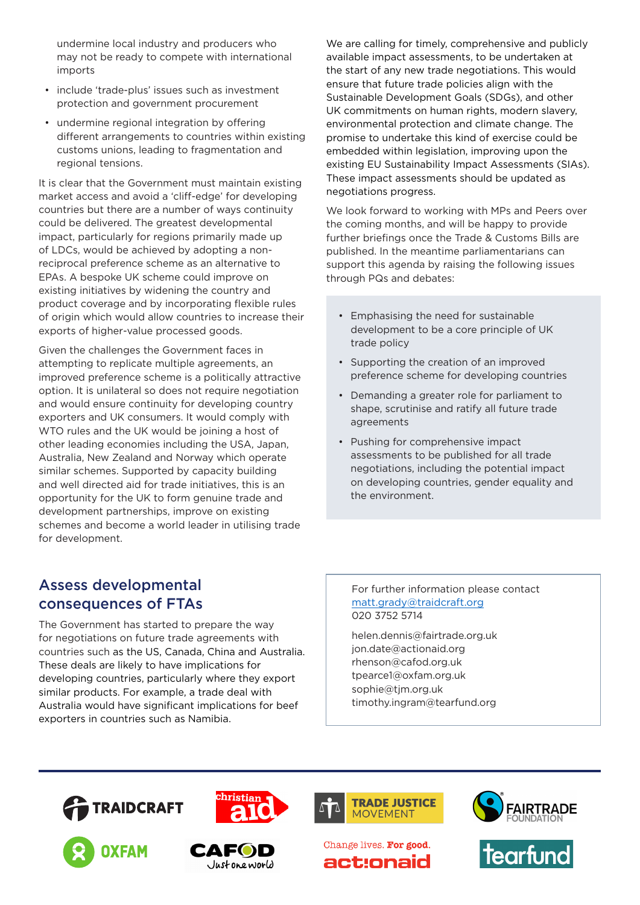undermine local industry and producers who may not be ready to compete with international imports

- include 'trade-plus' issues such as investment protection and government procurement
- undermine regional integration by offering different arrangements to countries within existing customs unions, leading to fragmentation and regional tensions.

It is clear that the Government must maintain existing market access and avoid a 'cliff-edge' for developing countries but there are a number of ways continuity could be delivered. The greatest developmental impact, particularly for regions primarily made up of LDCs, would be achieved by adopting a non-reciprocal preference scheme as an alternative to EPAs. A bespoke UK scheme could improve on existing initiatives by widening the country and product coverage and by incorporating flexible rules of origin which would allow countries to increase their exports of higher-value processed goods.

Given the challenges the Government faces in attempting to replicate multiple agreements, an improved preference scheme is a politically attractive option. It is unilateral so does not require negotiation and would ensure continuity for developing country exporters and UK consumers. It would comply with WTO rules and the UK would be joining a host of other leading economies including the USA, Japan, Australia, New Zealand and Norway which operate similar schemes. Supported by capacity building and well directed aid for trade initiatives, this is an opportunity for the UK to form genuine trade and development partnerships, improve on existing schemes and become a world leader in utilising trade for development.

## Assess developmental consequences of FTAs

The Government has started to prepare the way for negotiations on future trade agreements with countries such as the US, Canada, China and Australia. These deals are likely to have implications for developing countries, particularly where they export similar products. For example, a trade deal with Australia would have significant implications for beef exporters in countries such as Namibia.

We are calling for timely, comprehensive and publicly available impact assessments, to be undertaken at the start of any new trade negotiations. This would ensure that future trade policies align with the Sustainable Development Goals (SDGs), and other UK commitments on human rights, modern slavery, environmental protection and climate change. The promise to undertake this kind of exercise could be embedded within legislation, improving upon the existing EU Sustainability Impact Assessments (SIAs). These impact assessments should be updated as negotiations progress.

We look forward to working with MPs and Peers over the coming months, and will be happy to provide further briefings once the Trade & Customs Bills are published. In the meantime parliamentarians can support this agenda by raising the following issues through PQs and debates:

- Emphasising the need for sustainable development to be a core principle of UK trade policy
- Supporting the creation of an improved preference scheme for developing countries
- Demanding a greater role for parliament to shape, scrutinise and ratify all future trade agreements
- Pushing for comprehensive impact assessments to be published for all trade negotiations, including the potential impact on developing countries, gender equality and the environment.

For further information please contact
matt.grady@traidcraft.org
020 3752 5714

helen.dennis@fairtrade.org.uk
jon.date@actionaid.org
rhenson@cafod.org.uk
tpearce1@oxfam.org.uk
sophie@tjm.org.uk
timothy.ingram@tearfund.org

TRAIDCRAFT
christian aid
TRADE JUSTICE MOVEMENT
FAIRTRADE FOUNDATION
OXFAM
CAFOD Just one world
Change lives. For good. actionaid
tearfund